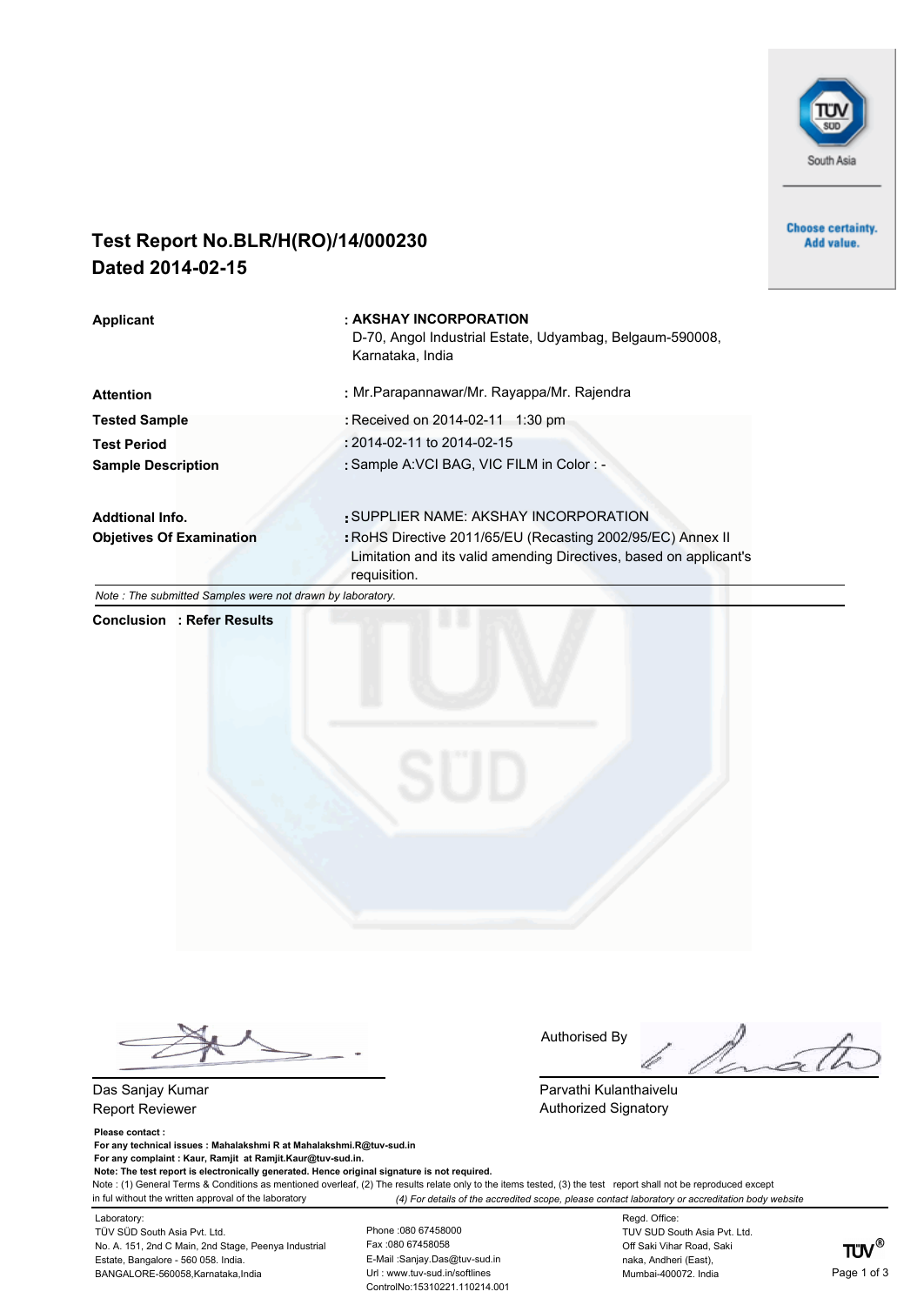TÜV SÜD South Asia

Choose certainty.
Add value.

# Test Report No.BLR/H(RO)/14/000230
## Dated 2014-02-15

| | |
|---|---|
| **Applicant** | **: AKSHAY INCORPORATION** D-70, Angol Industrial Estate, Udyambag, Belgaum-590008, Karnataka, India |
| **Attention** | : Mr.Parapannawar/Mr. Rayappa/Mr. Rajendra |
| **Tested Sample** | : Received on 2014-02-11 1:30 pm |
| **Test Period** | : 2014-02-11 to 2014-02-15 |
| **Sample Description** | : Sample A:VCI BAG, VIC FILM in Color : - |
| **Addtional Info.** | : SUPPLIER NAME: AKSHAY INCORPORATION |
| **Objetives Of Examination** | : RoHS Directive 2011/65/EU (Recasting 2002/95/EC) Annex II Limitation and its valid amending Directives, based on applicant's requisition. |

*Note : The submitted Samples were not drawn by laboratory.*

**Conclusion : Refer Results**

Das Sanjay Kumar
Report Reviewer

Authorised By

Parvathi Kulanthaivelu
Authorized Signatory

**Please contact :**
**For any technical issues : Mahalakshmi R at Mahalakshmi.R@tuv-sud.in**
**For any complaint : Kaur, Ramjit at Ramjit.Kaur@tuv-sud.in.**
**Note: The test report is electronically generated. Hence original signature is not required.**
Note : (1) General Terms & Conditions as mentioned overleaf, (2) The results relate only to the items tested, (3) the test report shall not be reproduced except in ful without the written approval of the laboratory *(4) For details of the accredited scope, please contact laboratory or accreditation body website*

Laboratory:
TÜV SÜD South Asia Pvt. Ltd.
No. A. 151, 2nd C Main, 2nd Stage, Peenya Industrial Estate, Bangalore - 560 058. India.
BANGALORE-560058,Karnataka,India

Phone :080 67458000
Fax :080 67458058
E-Mail :Sanjay.Das@tuv-sud.in
Url : www.tuv-sud.in/softlines
ControlNo:15310221.110214.001

Regd. Office:
TUV SUD South Asia Pvt. Ltd.
Off Saki Vihar Road, Saki naka, Andheri (East),
Mumbai-400072. India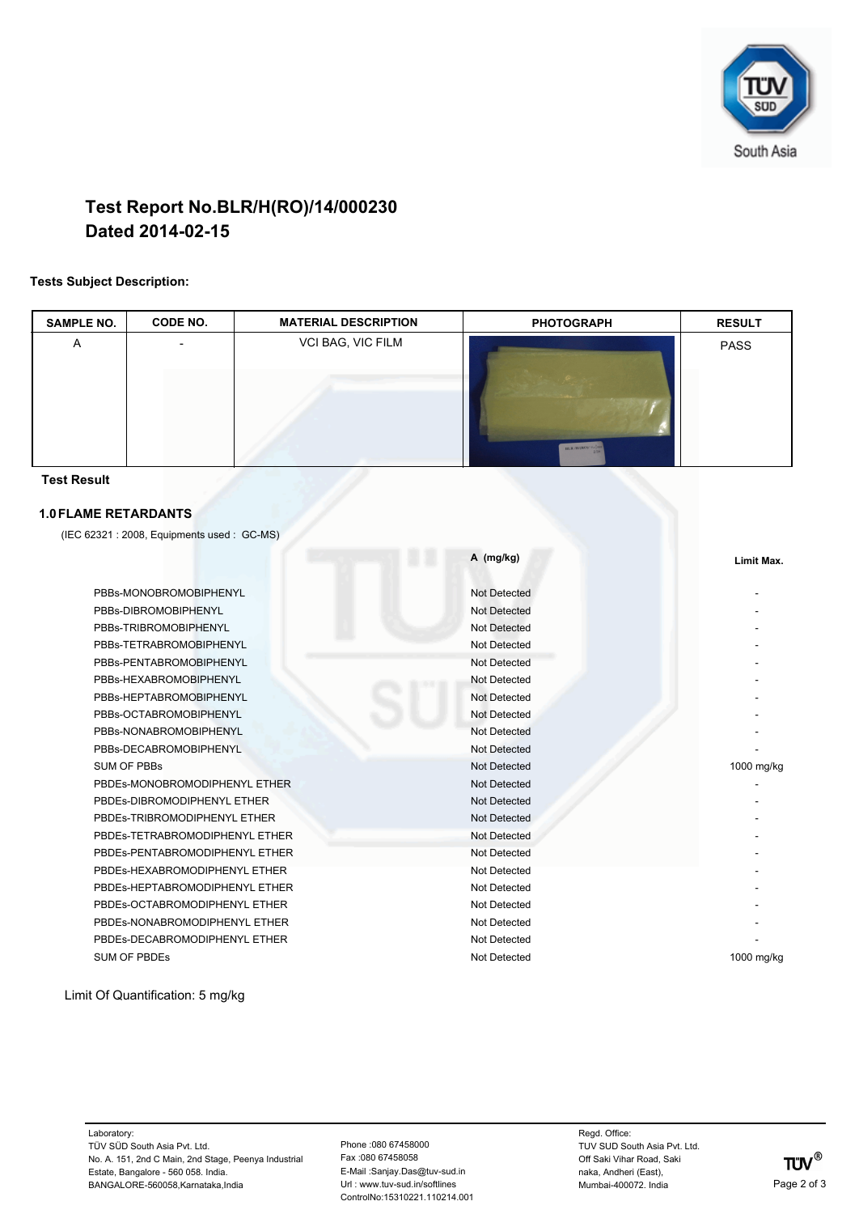# Test Report No.BLR/H(RO)/14/000230
## Dated 2014-02-15

**Tests Subject Description:**

| SAMPLE NO. | CODE NO. | MATERIAL DESCRIPTION | PHOTOGRAPH | RESULT |
|---|---|---|---|---|
| A | - | VCI BAG, VIC FILM | | PASS |

**Test Result**

### 1.0 FLAME RETARDANTS

(IEC 62321 : 2008, Equipments used : GC-MS)

| | A (mg/kg) | Limit Max. |
|---|---|---|
| PBBs-MONOBROMOBIPHENYL | Not Detected | - |
| PBBs-DIBROMOBIPHENYL | Not Detected | - |
| PBBs-TRIBROMOBIPHENYL | Not Detected | - |
| PBBs-TETRABROMOBIPHENYL | Not Detected | - |
| PBBs-PENTABROMOBIPHENYL | Not Detected | - |
| PBBs-HEXABROMOBIPHENYL | Not Detected | - |
| PBBs-HEPTABROMOBIPHENYL | Not Detected | - |
| PBBs-OCTABROMOBIPHENYL | Not Detected | - |
| PBBs-NONABROMOBIPHENYL | Not Detected | - |
| PBBs-DECABROMOBIPHENYL | Not Detected | - |
| SUM OF PBBs | Not Detected | 1000 mg/kg |
| PBDEs-MONOBROMODIPHENYL ETHER | Not Detected | - |
| PBDEs-DIBROMODIPHENYL ETHER | Not Detected | - |
| PBDEs-TRIBROMODIPHENYL ETHER | Not Detected | - |
| PBDEs-TETRABROMODIPHENYL ETHER | Not Detected | - |
| PBDEs-PENTABROMODIPHENYL ETHER | Not Detected | - |
| PBDEs-HEXABROMODIPHENYL ETHER | Not Detected | - |
| PBDEs-HEPTABROMODIPHENYL ETHER | Not Detected | - |
| PBDEs-OCTABROMODIPHENYL ETHER | Not Detected | - |
| PBDEs-NONABROMODIPHENYL ETHER | Not Detected | - |
| PBDEs-DECABROMODIPHENYL ETHER | Not Detected | - |
| SUM OF PBDEs | Not Detected | 1000 mg/kg |

Limit Of Quantification: 5 mg/kg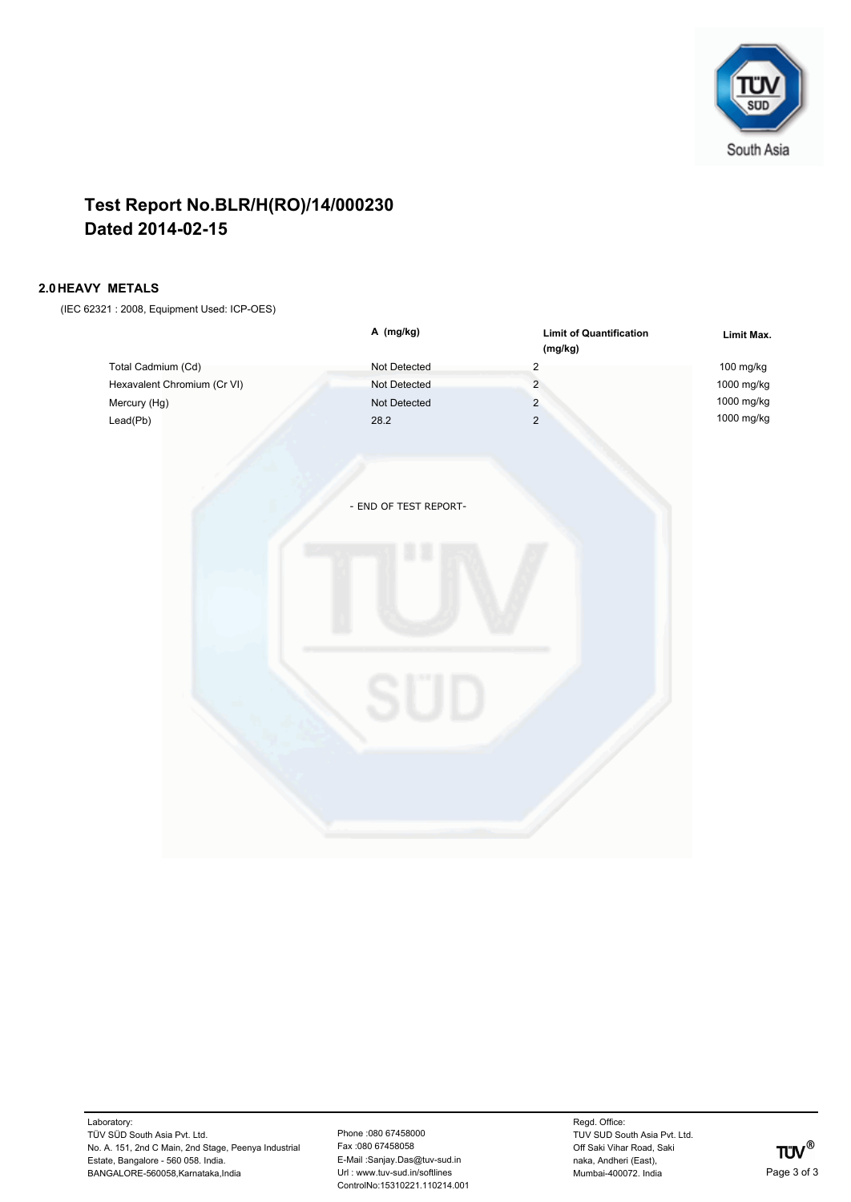# Test Report No.BLR/H(RO)/14/000230
# Dated 2014-02-15

## 2.0 HEAVY METALS

(IEC 62321 : 2008, Equipment Used: ICP-OES)

| | A (mg/kg) | Limit of Quantification (mg/kg) | Limit Max. |
|---|---|---|---|
| Total Cadmium (Cd) | Not Detected | 2 | 100 mg/kg |
| Hexavalent Chromium (Cr VI) | Not Detected | 2 | 1000 mg/kg |
| Mercury (Hg) | Not Detected | 2 | 1000 mg/kg |
| Lead(Pb) | 28.2 | 2 | 1000 mg/kg |

- END OF TEST REPORT-

Laboratory:
TÜV SÜD South Asia Pvt. Ltd.
No. A. 151, 2nd C Main, 2nd Stage, Peenya Industrial Estate, Bangalore - 560 058. India.
BANGALORE-560058,Karnataka,India

Phone :080 67458000
Fax :080 67458058
E-Mail :Sanjay.Das@tuv-sud.in
Url : www.tuv-sud.in/softlines
ControlNo:15310221.110214.001

Regd. Office:
TUV SUD South Asia Pvt. Ltd.
Off Saki Vihar Road, Saki naka, Andheri (East),
Mumbai-400072. India